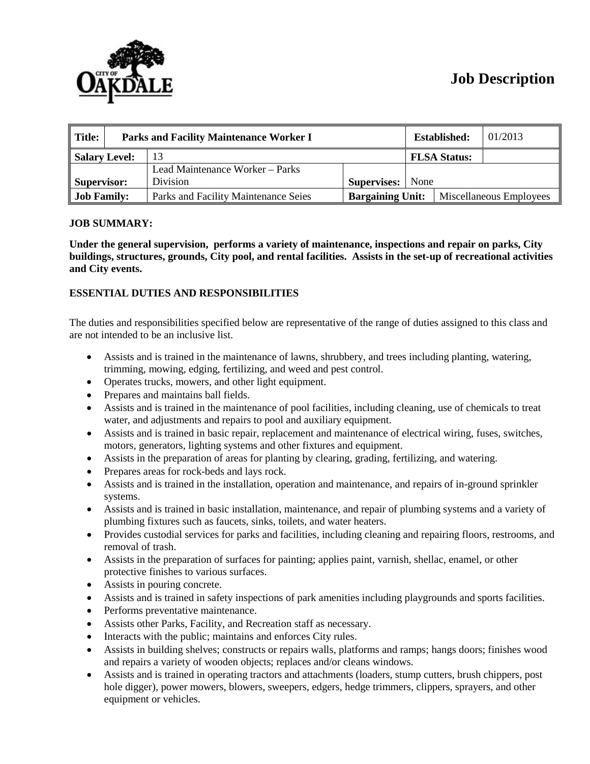# Job Description

| Title: | Parks and Facility Maintenance Worker I | | Established: | 01/2013 |
|---|---|---|---|---|
| Salary Level: | 13 | | FLSA Status: | |
| Supervisor: | Lead Maintenance Worker – Parks Division | Supervises: | None | |
| Job Family: | Parks and Facility Maintenance Seies | Bargaining Unit: | Miscellaneous Employees | |

**JOB SUMMARY:**

**Under the general supervision, performs a variety of maintenance, inspections and repair on parks, City buildings, structures, grounds, City pool, and rental facilities. Assists in the set-up of recreational activities and City events.**

**ESSENTIAL DUTIES AND RESPONSIBILITIES**

The duties and responsibilities specified below are representative of the range of duties assigned to this class and are not intended to be an inclusive list.

- Assists and is trained in the maintenance of lawns, shrubbery, and trees including planting, watering, trimming, mowing, edging, fertilizing, and weed and pest control.
- Operates trucks, mowers, and other light equipment.
- Prepares and maintains ball fields.
- Assists and is trained in the maintenance of pool facilities, including cleaning, use of chemicals to treat water, and adjustments and repairs to pool and auxiliary equipment.
- Assists and is trained in basic repair, replacement and maintenance of electrical wiring, fuses, switches, motors, generators, lighting systems and other fixtures and equipment.
- Assists in the preparation of areas for planting by clearing, grading, fertilizing, and watering.
- Prepares areas for rock-beds and lays rock.
- Assists and is trained in the installation, operation and maintenance, and repairs of in-ground sprinkler systems.
- Assists and is trained in basic installation, maintenance, and repair of plumbing systems and a variety of plumbing fixtures such as faucets, sinks, toilets, and water heaters.
- Provides custodial services for parks and facilities, including cleaning and repairing floors, restrooms, and removal of trash.
- Assists in the preparation of surfaces for painting; applies paint, varnish, shellac, enamel, or other protective finishes to various surfaces.
- Assists in pouring concrete.
- Assists and is trained in safety inspections of park amenities including playgrounds and sports facilities.
- Performs preventative maintenance.
- Assists other Parks, Facility, and Recreation staff as necessary.
- Interacts with the public; maintains and enforces City rules.
- Assists in building shelves; constructs or repairs walls, platforms and ramps; hangs doors; finishes wood and repairs a variety of wooden objects; replaces and/or cleans windows.
- Assists and is trained in operating tractors and attachments (loaders, stump cutters, brush chippers, post hole digger), power mowers, blowers, sweepers, edgers, hedge trimmers, clippers, sprayers, and other equipment or vehicles.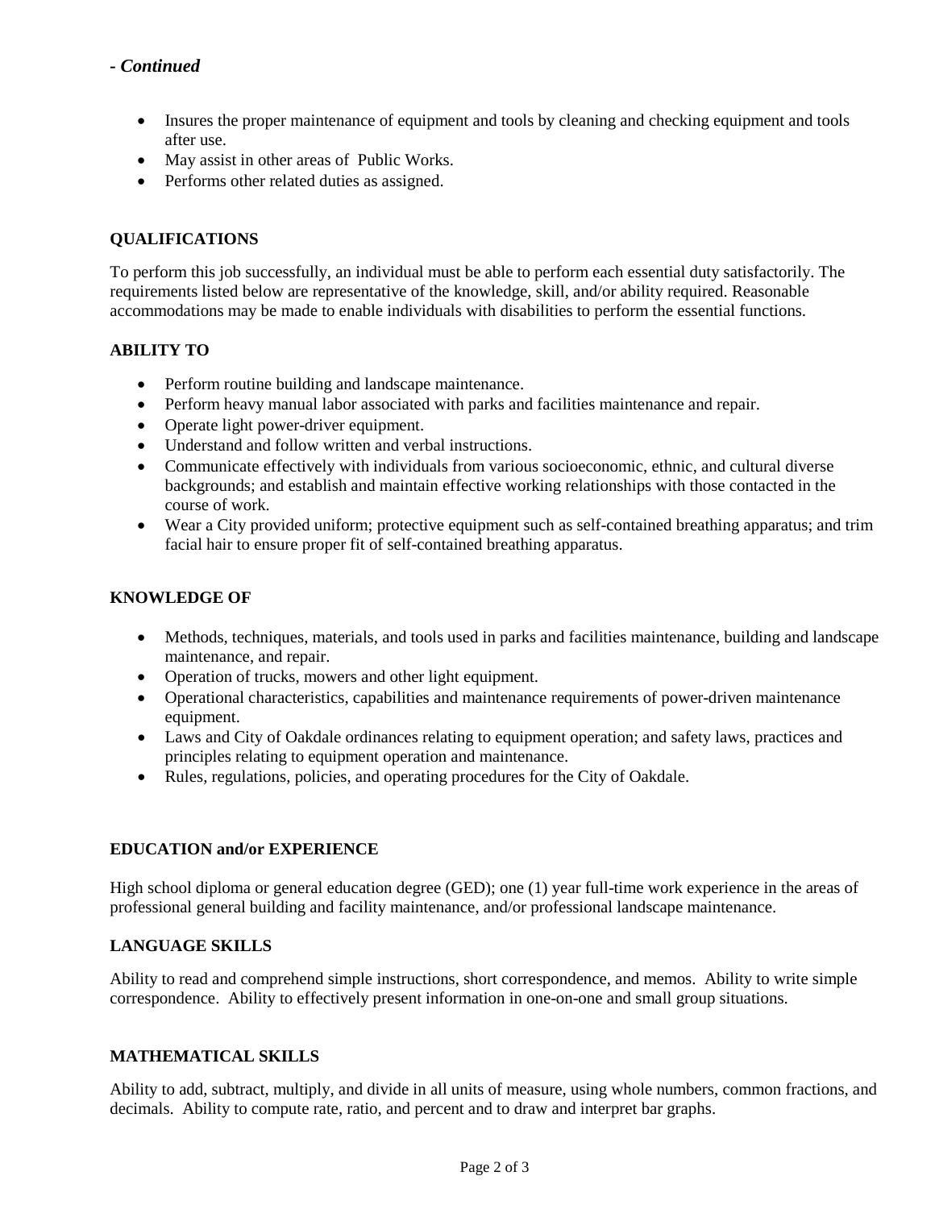***- Continued***

- Insures the proper maintenance of equipment and tools by cleaning and checking equipment and tools after use.
- May assist in other areas of Public Works.
- Performs other related duties as assigned.

## QUALIFICATIONS

To perform this job successfully, an individual must be able to perform each essential duty satisfactorily. The requirements listed below are representative of the knowledge, skill, and/or ability required. Reasonable accommodations may be made to enable individuals with disabilities to perform the essential functions.

### ABILITY TO

- Perform routine building and landscape maintenance.
- Perform heavy manual labor associated with parks and facilities maintenance and repair.
- Operate light power-driver equipment.
- Understand and follow written and verbal instructions.
- Communicate effectively with individuals from various socioeconomic, ethnic, and cultural diverse backgrounds; and establish and maintain effective working relationships with those contacted in the course of work.
- Wear a City provided uniform; protective equipment such as self-contained breathing apparatus; and trim facial hair to ensure proper fit of self-contained breathing apparatus.

### KNOWLEDGE OF

- Methods, techniques, materials, and tools used in parks and facilities maintenance, building and landscape maintenance, and repair.
- Operation of trucks, mowers and other light equipment.
- Operational characteristics, capabilities and maintenance requirements of power-driven maintenance equipment.
- Laws and City of Oakdale ordinances relating to equipment operation; and safety laws, practices and principles relating to equipment operation and maintenance.
- Rules, regulations, policies, and operating procedures for the City of Oakdale.

### EDUCATION and/or EXPERIENCE

High school diploma or general education degree (GED); one (1) year full-time work experience in the areas of professional general building and facility maintenance, and/or professional landscape maintenance.

### LANGUAGE SKILLS

Ability to read and comprehend simple instructions, short correspondence, and memos. Ability to write simple correspondence. Ability to effectively present information in one-on-one and small group situations.

### MATHEMATICAL SKILLS

Ability to add, subtract, multiply, and divide in all units of measure, using whole numbers, common fractions, and decimals. Ability to compute rate, ratio, and percent and to draw and interpret bar graphs.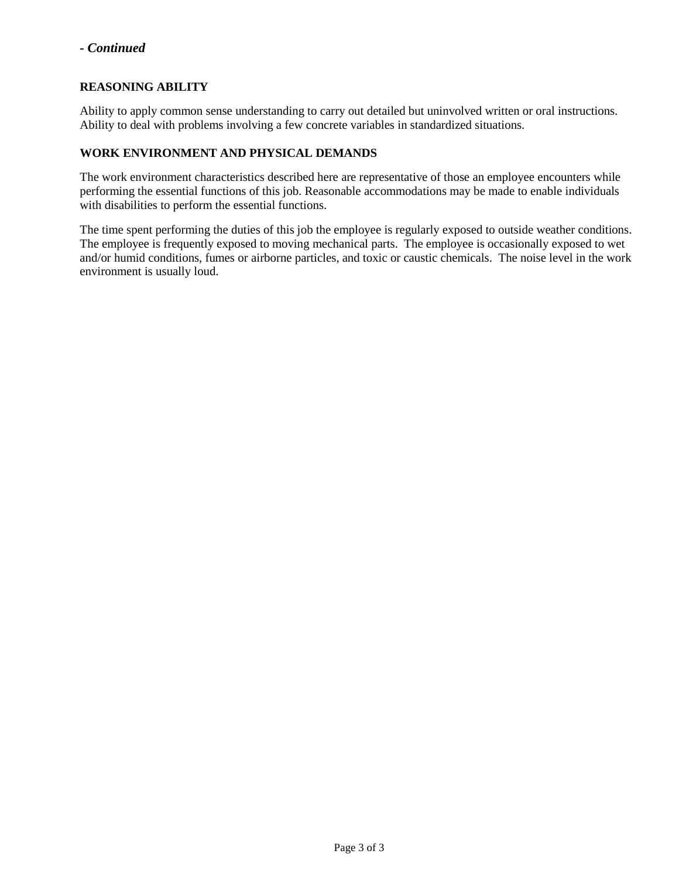***- Continued***

## REASONING ABILITY

Ability to apply common sense understanding to carry out detailed but uninvolved written or oral instructions. Ability to deal with problems involving a few concrete variables in standardized situations.

## WORK ENVIRONMENT AND PHYSICAL DEMANDS

The work environment characteristics described here are representative of those an employee encounters while performing the essential functions of this job. Reasonable accommodations may be made to enable individuals with disabilities to perform the essential functions.

The time spent performing the duties of this job the employee is regularly exposed to outside weather conditions. The employee is frequently exposed to moving mechanical parts. The employee is occasionally exposed to wet and/or humid conditions, fumes or airborne particles, and toxic or caustic chemicals. The noise level in the work environment is usually loud.